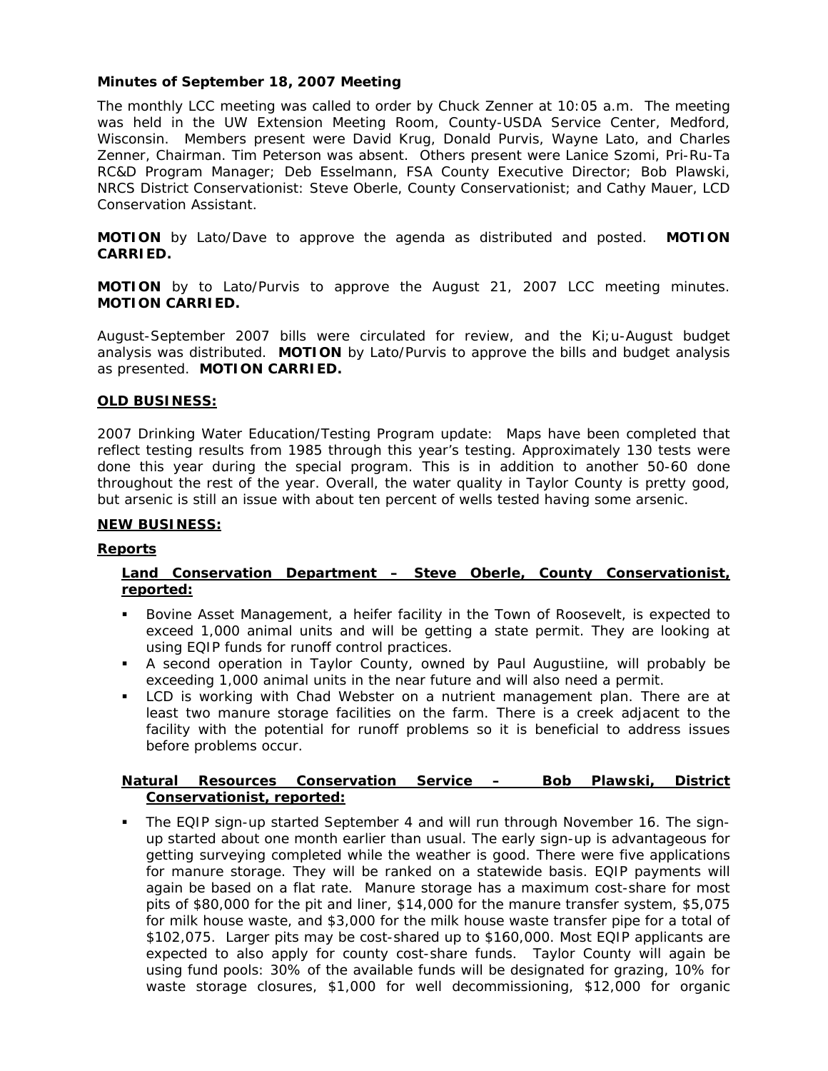**Minutes of September 18, 2007 Meeting**

The monthly LCC meeting was called to order by Chuck Zenner at 10:05 a.m. The meeting was held in the UW Extension Meeting Room, County-USDA Service Center, Medford, Wisconsin. Members present were David Krug, Donald Purvis, Wayne Lato, and Charles Zenner, Chairman. Tim Peterson was absent. Others present were Lanice Szomi, Pri-Ru-Ta RC&D Program Manager; Deb Esselmann, FSA County Executive Director; Bob Plawski, NRCS District Conservationist: Steve Oberle, County Conservationist; and Cathy Mauer, LCD Conservation Assistant.

**MOTION** by Lato/Dave to approve the agenda as distributed and posted. **MOTION CARRIED.**

**MOTION** by to Lato/Purvis to approve the August 21, 2007 LCC meeting minutes. **MOTION CARRIED.**

August-September 2007 bills were circulated for review, and the Ki;u-August budget analysis was distributed. **MOTION** by Lato/Purvis to approve the bills and budget analysis as presented. **MOTION CARRIED.**

**OLD BUSINESS:**

2007 Drinking Water Education/Testing Program update: Maps have been completed that reflect testing results from 1985 through this year's testing. Approximately 130 tests were done this year during the special program. This is in addition to another 50-60 done throughout the rest of the year. Overall, the water quality in Taylor County is pretty good, but arsenic is still an issue with about ten percent of wells tested having some arsenic.

**NEW BUSINESS:**

**Reports**

**Land Conservation Department – Steve Oberle, County Conservationist, reported:**

- Bovine Asset Management, a heifer facility in the Town of Roosevelt, is expected to exceed 1,000 animal units and will be getting a state permit. They are looking at using EQIP funds for runoff control practices.
- A second operation in Taylor County, owned by Paul Augustiine, will probably be exceeding 1,000 animal units in the near future and will also need a permit.
- LCD is working with Chad Webster on a nutrient management plan. There are at least two manure storage facilities on the farm. There is a creek adjacent to the facility with the potential for runoff problems so it is beneficial to address issues before problems occur.

**Natural Resources Conservation Service – Bob Plawski, District Conservationist, reported:**

- The EQIP sign-up started September 4 and will run through November 16. The sign-up started about one month earlier than usual. The early sign-up is advantageous for getting surveying completed while the weather is good. There were five applications for manure storage. They will be ranked on a statewide basis. EQIP payments will again be based on a flat rate. Manure storage has a maximum cost-share for most pits of $80,000 for the pit and liner, $14,000 for the manure transfer system, $5,075 for milk house waste, and $3,000 for the milk house waste transfer pipe for a total of $102,075. Larger pits may be cost-shared up to $160,000. Most EQIP applicants are expected to also apply for county cost-share funds. Taylor County will again be using fund pools: 30% of the available funds will be designated for grazing, 10% for waste storage closures, $1,000 for well decommissioning, $12,000 for organic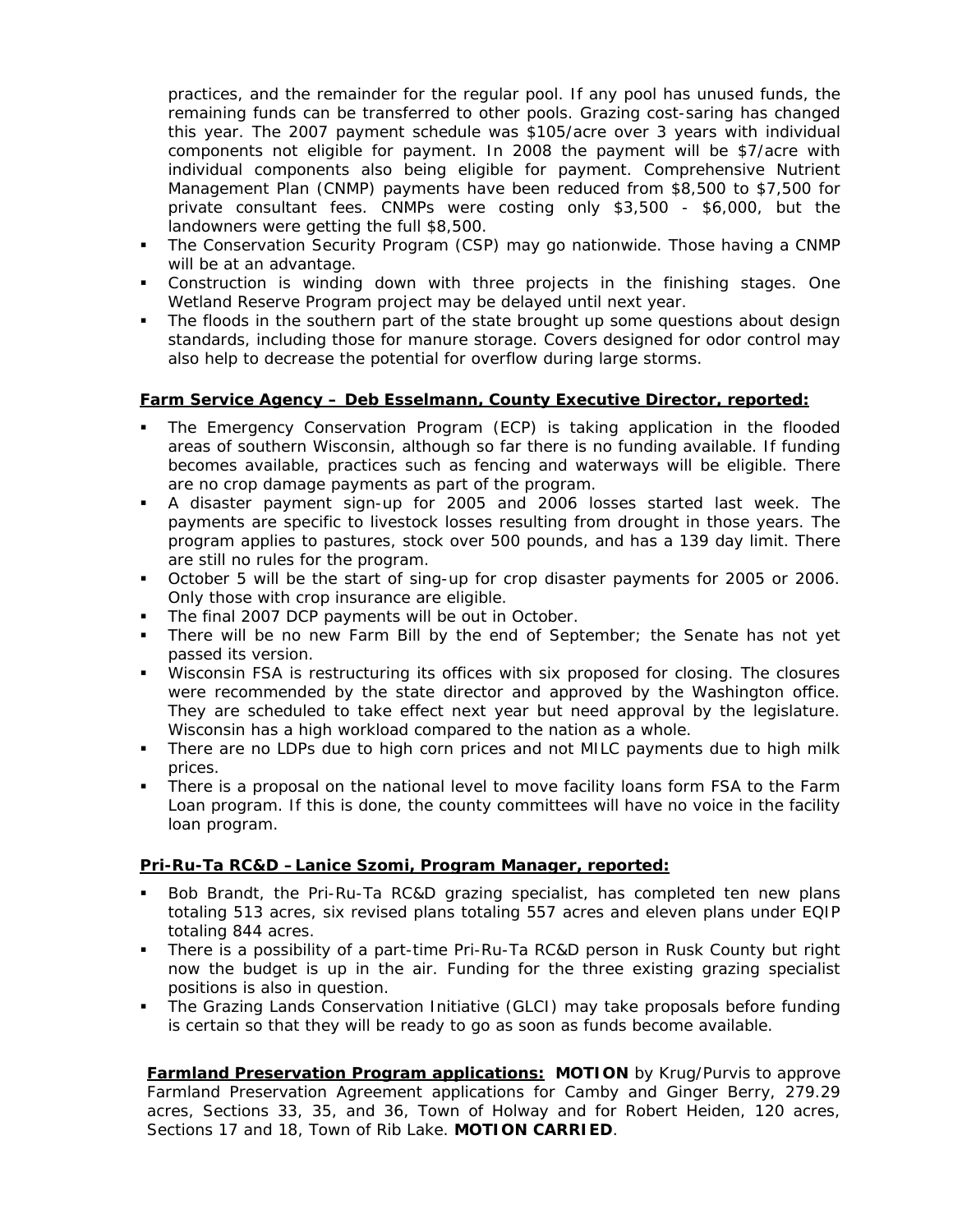practices, and the remainder for the regular pool. If any pool has unused funds, the remaining funds can be transferred to other pools. Grazing cost-saring has changed this year. The 2007 payment schedule was $105/acre over 3 years with individual components not eligible for payment. In 2008 the payment will be $7/acre with individual components also being eligible for payment. Comprehensive Nutrient Management Plan (CNMP) payments have been reduced from $8,500 to $7,500 for private consultant fees. CNMPs were costing only $3,500 - $6,000, but the landowners were getting the full $8,500.

- The Conservation Security Program (CSP) may go nationwide. Those having a CNMP will be at an advantage.
- Construction is winding down with three projects in the finishing stages. One Wetland Reserve Program project may be delayed until next year.
- The floods in the southern part of the state brought up some questions about design standards, including those for manure storage. Covers designed for odor control may also help to decrease the potential for overflow during large storms.

**Farm Service Agency – Deb Esselmann, County Executive Director, reported:**

- The Emergency Conservation Program (ECP) is taking application in the flooded areas of southern Wisconsin, although so far there is no funding available. If funding becomes available, practices such as fencing and waterways will be eligible. There are no crop damage payments as part of the program.
- A disaster payment sign-up for 2005 and 2006 losses started last week. The payments are specific to livestock losses resulting from drought in those years. The program applies to pastures, stock over 500 pounds, and has a 139 day limit. There are still no rules for the program.
- October 5 will be the start of sing-up for crop disaster payments for 2005 or 2006. Only those with crop insurance are eligible.
- The final 2007 DCP payments will be out in October.
- There will be no new Farm Bill by the end of September; the Senate has not yet passed its version.
- Wisconsin FSA is restructuring its offices with six proposed for closing. The closures were recommended by the state director and approved by the Washington office. They are scheduled to take effect next year but need approval by the legislature. Wisconsin has a high workload compared to the nation as a whole.
- There are no LDPs due to high corn prices and not MILC payments due to high milk prices.
- There is a proposal on the national level to move facility loans form FSA to the Farm Loan program. If this is done, the county committees will have no voice in the facility loan program.

**Pri-Ru-Ta RC&D – Lanice Szomi, Program Manager, reported:**

- Bob Brandt, the Pri-Ru-Ta RC&D grazing specialist, has completed ten new plans totaling 513 acres, six revised plans totaling 557 acres and eleven plans under EQIP totaling 844 acres.
- There is a possibility of a part-time Pri-Ru-Ta RC&D person in Rusk County but right now the budget is up in the air. Funding for the three existing grazing specialist positions is also in question.
- The Grazing Lands Conservation Initiative (GLCI) may take proposals before funding is certain so that they will be ready to go as soon as funds become available.

**Farmland Preservation Program applications:** **MOTION** by Krug/Purvis to approve Farmland Preservation Agreement applications for Camby and Ginger Berry, 279.29 acres, Sections 33, 35, and 36, Town of Holway and for Robert Heiden, 120 acres, Sections 17 and 18, Town of Rib Lake. **MOTION CARRIED**.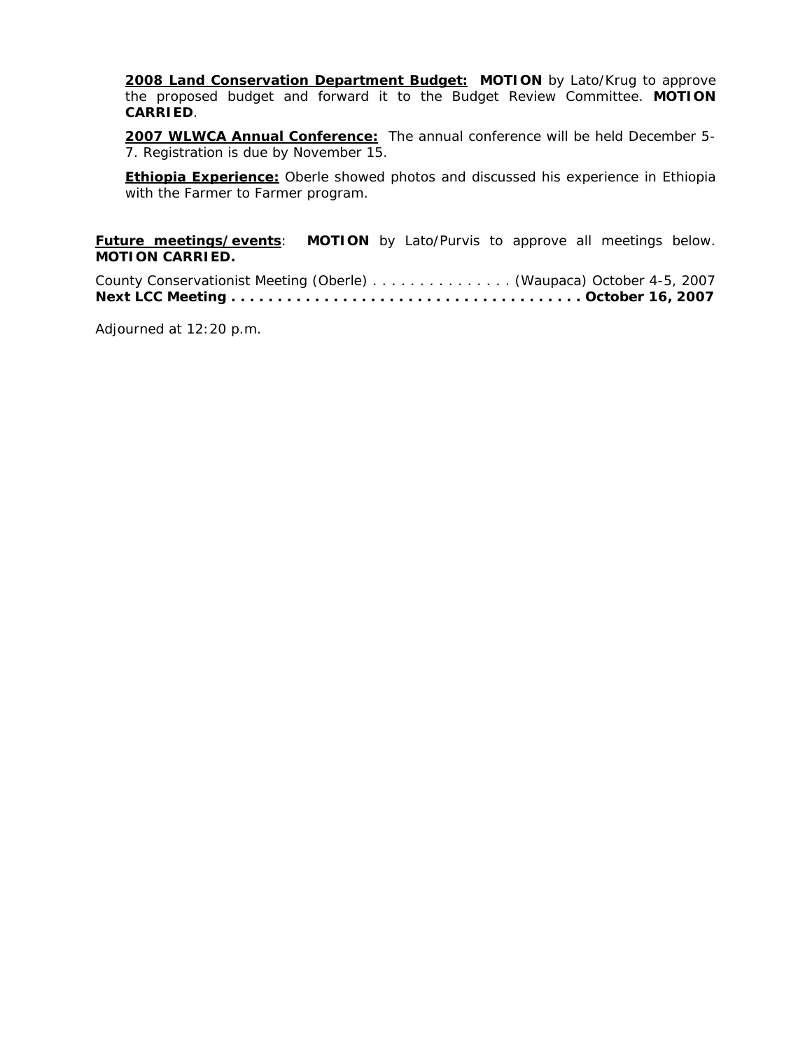**2008 Land Conservation Department Budget:** **MOTION** by Lato/Krug to approve the proposed budget and forward it to the Budget Review Committee. **MOTION CARRIED**.

**2007 WLWCA Annual Conference:** The annual conference will be held December 5-7. Registration is due by November 15.

**Ethiopia Experience:** Oberle showed photos and discussed his experience in Ethiopia with the Farmer to Farmer program.

**Future meetings/events**: **MOTION** by Lato/Purvis to approve all meetings below. **MOTION CARRIED.**

County Conservationist Meeting (Oberle) . . . . . . . . . . . . . . . (Waupaca) October 4-5, 2007
**Next LCC Meeting . . . . . . . . . . . . . . . . . . . . . . . . . . . . . . . . . . . . . . October 16, 2007**

Adjourned at 12:20 p.m.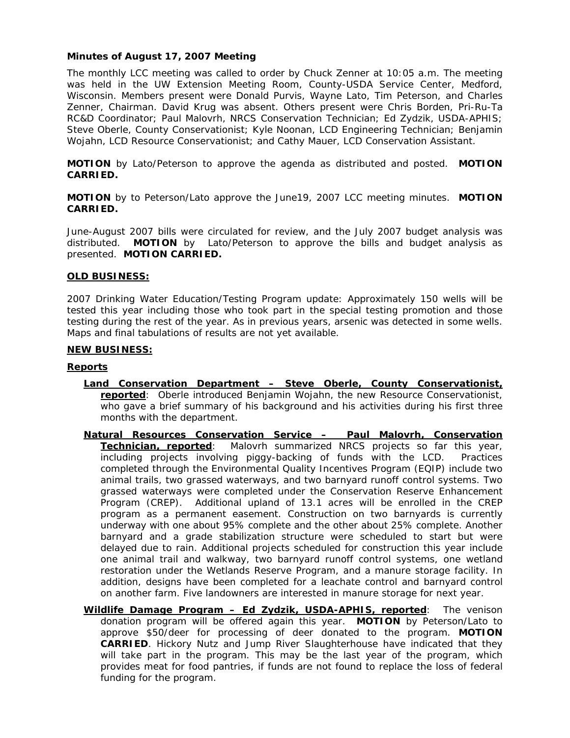**Minutes of August 17, 2007 Meeting**

The monthly LCC meeting was called to order by Chuck Zenner at 10:05 a.m. The meeting was held in the UW Extension Meeting Room, County-USDA Service Center, Medford, Wisconsin. Members present were Donald Purvis, Wayne Lato, Tim Peterson, and Charles Zenner, Chairman. David Krug was absent. Others present were Chris Borden, Pri-Ru-Ta RC&D Coordinator; Paul Malovrh, NRCS Conservation Technician; Ed Zydzik, USDA-APHIS; Steve Oberle, County Conservationist; Kyle Noonan, LCD Engineering Technician; Benjamin Wojahn, LCD Resource Conservationist; and Cathy Mauer, LCD Conservation Assistant.

**MOTION** by Lato/Peterson to approve the agenda as distributed and posted. **MOTION CARRIED.**

**MOTION** by to Peterson/Lato approve the June19, 2007 LCC meeting minutes. **MOTION CARRIED.**

June-August 2007 bills were circulated for review, and the July 2007 budget analysis was distributed. **MOTION** by Lato/Peterson to approve the bills and budget analysis as presented. **MOTION CARRIED.**

**OLD BUSINESS:**

2007 Drinking Water Education/Testing Program update: Approximately 150 wells will be tested this year including those who took part in the special testing promotion and those testing during the rest of the year. As in previous years, arsenic was detected in some wells. Maps and final tabulations of results are not yet available.

**NEW BUSINESS:**

**Reports**

**Land Conservation Department – Steve Oberle, County Conservationist, reported**: Oberle introduced Benjamin Wojahn, the new Resource Conservationist, who gave a brief summary of his background and his activities during his first three months with the department.

**Natural Resources Conservation Service – Paul Malovrh, Conservation Technician, reported**: Malovrh summarized NRCS projects so far this year, including projects involving piggy-backing of funds with the LCD. Practices completed through the Environmental Quality Incentives Program (EQIP) include two animal trails, two grassed waterways, and two barnyard runoff control systems. Two grassed waterways were completed under the Conservation Reserve Enhancement Program (CREP). Additional upland of 13.1 acres will be enrolled in the CREP program as a permanent easement. Construction on two barnyards is currently underway with one about 95% complete and the other about 25% complete. Another barnyard and a grade stabilization structure were scheduled to start but were delayed due to rain. Additional projects scheduled for construction this year include one animal trail and walkway, two barnyard runoff control systems, one wetland restoration under the Wetlands Reserve Program, and a manure storage facility. In addition, designs have been completed for a leachate control and barnyard control on another farm. Five landowners are interested in manure storage for next year.

**Wildlife Damage Program – Ed Zydzik, USDA-APHIS, reported**: The venison donation program will be offered again this year. **MOTION** by Peterson/Lato to approve $50/deer for processing of deer donated to the program. **MOTION CARRIED**. Hickory Nutz and Jump River Slaughterhouse have indicated that they will take part in the program. This may be the last year of the program, which provides meat for food pantries, if funds are not found to replace the loss of federal funding for the program.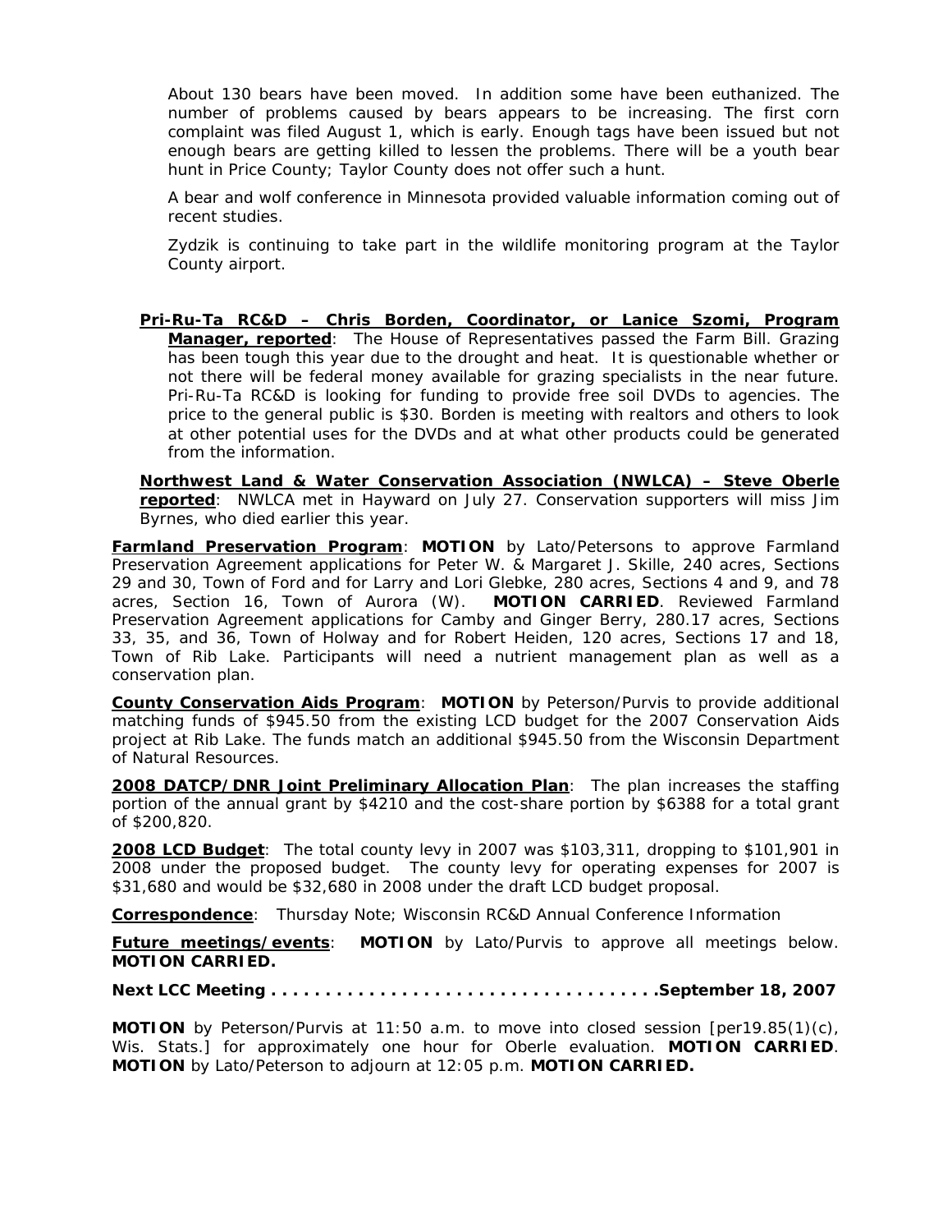About 130 bears have been moved. In addition some have been euthanized. The number of problems caused by bears appears to be increasing. The first corn complaint was filed August 1, which is early. Enough tags have been issued but not enough bears are getting killed to lessen the problems. There will be a youth bear hunt in Price County; Taylor County does not offer such a hunt.

A bear and wolf conference in Minnesota provided valuable information coming out of recent studies.

Zydzik is continuing to take part in the wildlife monitoring program at the Taylor County airport.

**Pri-Ru-Ta RC&D – Chris Borden, Coordinator, or Lanice Szomi, Program Manager, reported**: The House of Representatives passed the Farm Bill. Grazing has been tough this year due to the drought and heat. It is questionable whether or not there will be federal money available for grazing specialists in the near future. Pri-Ru-Ta RC&D is looking for funding to provide free soil DVDs to agencies. The price to the general public is $30. Borden is meeting with realtors and others to look at other potential uses for the DVDs and at what other products could be generated from the information.

**Northwest Land & Water Conservation Association (NWLCA) – Steve Oberle reported**: NWLCA met in Hayward on July 27. Conservation supporters will miss Jim Byrnes, who died earlier this year.

**Farmland Preservation Program**: **MOTION** by Lato/Petersons to approve Farmland Preservation Agreement applications for Peter W. & Margaret J. Skille, 240 acres, Sections 29 and 30, Town of Ford and for Larry and Lori Glebke, 280 acres, Sections 4 and 9, and 78 acres, Section 16, Town of Aurora (W). **MOTION CARRIED**. Reviewed Farmland Preservation Agreement applications for Camby and Ginger Berry, 280.17 acres, Sections 33, 35, and 36, Town of Holway and for Robert Heiden, 120 acres, Sections 17 and 18, Town of Rib Lake. Participants will need a nutrient management plan as well as a conservation plan.

**County Conservation Aids Program**: **MOTION** by Peterson/Purvis to provide additional matching funds of $945.50 from the existing LCD budget for the 2007 Conservation Aids project at Rib Lake. The funds match an additional $945.50 from the Wisconsin Department of Natural Resources.

**2008 DATCP/DNR Joint Preliminary Allocation Plan**: The plan increases the staffing portion of the annual grant by $4210 and the cost-share portion by $6388 for a total grant of $200,820.

**2008 LCD Budget**: The total county levy in 2007 was $103,311, dropping to $101,901 in 2008 under the proposed budget. The county levy for operating expenses for 2007 is $31,680 and would be $32,680 in 2008 under the draft LCD budget proposal.

**Correspondence**: Thursday Note; Wisconsin RC&D Annual Conference Information

**Future meetings/events**: **MOTION** by Lato/Purvis to approve all meetings below. **MOTION CARRIED.**

**Next LCC Meeting . . . . . . . . . . . . . . . . . . . . . . . . . . . . . . . . . . .September 18, 2007**

**MOTION** by Peterson/Purvis at 11:50 a.m. to move into closed session [per19.85(1)(c), Wis. Stats.] for approximately one hour for Oberle evaluation. **MOTION CARRIED**. **MOTION** by Lato/Peterson to adjourn at 12:05 p.m. **MOTION CARRIED.**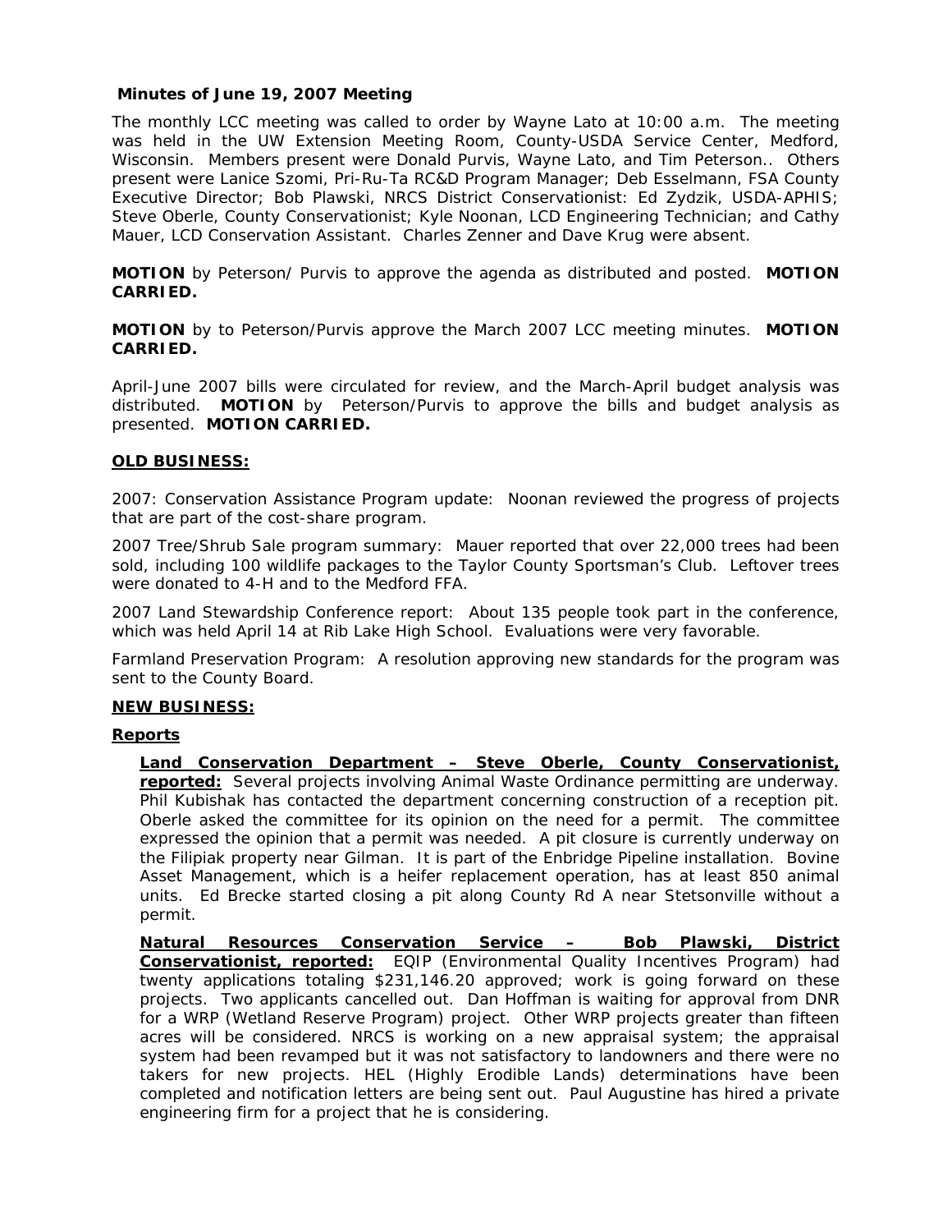**Minutes of June 19, 2007 Meeting**

The monthly LCC meeting was called to order by Wayne Lato at 10:00 a.m. The meeting was held in the UW Extension Meeting Room, County-USDA Service Center, Medford, Wisconsin. Members present were Donald Purvis, Wayne Lato, and Tim Peterson.. Others present were Lanice Szomi, Pri-Ru-Ta RC&D Program Manager; Deb Esselmann, FSA County Executive Director; Bob Plawski, NRCS District Conservationist: Ed Zydzik, USDA-APHIS; Steve Oberle, County Conservationist; Kyle Noonan, LCD Engineering Technician; and Cathy Mauer, LCD Conservation Assistant. Charles Zenner and Dave Krug were absent.

**MOTION** by Peterson/ Purvis to approve the agenda as distributed and posted. **MOTION CARRIED.**

**MOTION** by to Peterson/Purvis approve the March 2007 LCC meeting minutes. **MOTION CARRIED.**

April-June 2007 bills were circulated for review, and the March-April budget analysis was distributed. **MOTION** by Peterson/Purvis to approve the bills and budget analysis as presented. **MOTION CARRIED.**

**OLD BUSINESS:**

2007: Conservation Assistance Program update: Noonan reviewed the progress of projects that are part of the cost-share program.

2007 Tree/Shrub Sale program summary: Mauer reported that over 22,000 trees had been sold, including 100 wildlife packages to the Taylor County Sportsman's Club. Leftover trees were donated to 4-H and to the Medford FFA.

2007 Land Stewardship Conference report: About 135 people took part in the conference, which was held April 14 at Rib Lake High School. Evaluations were very favorable.

Farmland Preservation Program: A resolution approving new standards for the program was sent to the County Board.

**NEW BUSINESS:**

**Reports**

**Land Conservation Department – Steve Oberle, County Conservationist, reported:** Several projects involving Animal Waste Ordinance permitting are underway. Phil Kubishak has contacted the department concerning construction of a reception pit. Oberle asked the committee for its opinion on the need for a permit. The committee expressed the opinion that a permit was needed. A pit closure is currently underway on the Filipiak property near Gilman. It is part of the Enbridge Pipeline installation. Bovine Asset Management, which is a heifer replacement operation, has at least 850 animal units. Ed Brecke started closing a pit along County Rd A near Stetsonville without a permit.

**Natural Resources Conservation Service – Bob Plawski, District Conservationist, reported:** EQIP (Environmental Quality Incentives Program) had twenty applications totaling $231,146.20 approved; work is going forward on these projects. Two applicants cancelled out. Dan Hoffman is waiting for approval from DNR for a WRP (Wetland Reserve Program) project. Other WRP projects greater than fifteen acres will be considered. NRCS is working on a new appraisal system; the appraisal system had been revamped but it was not satisfactory to landowners and there were no takers for new projects. HEL (Highly Erodible Lands) determinations have been completed and notification letters are being sent out. Paul Augustine has hired a private engineering firm for a project that he is considering.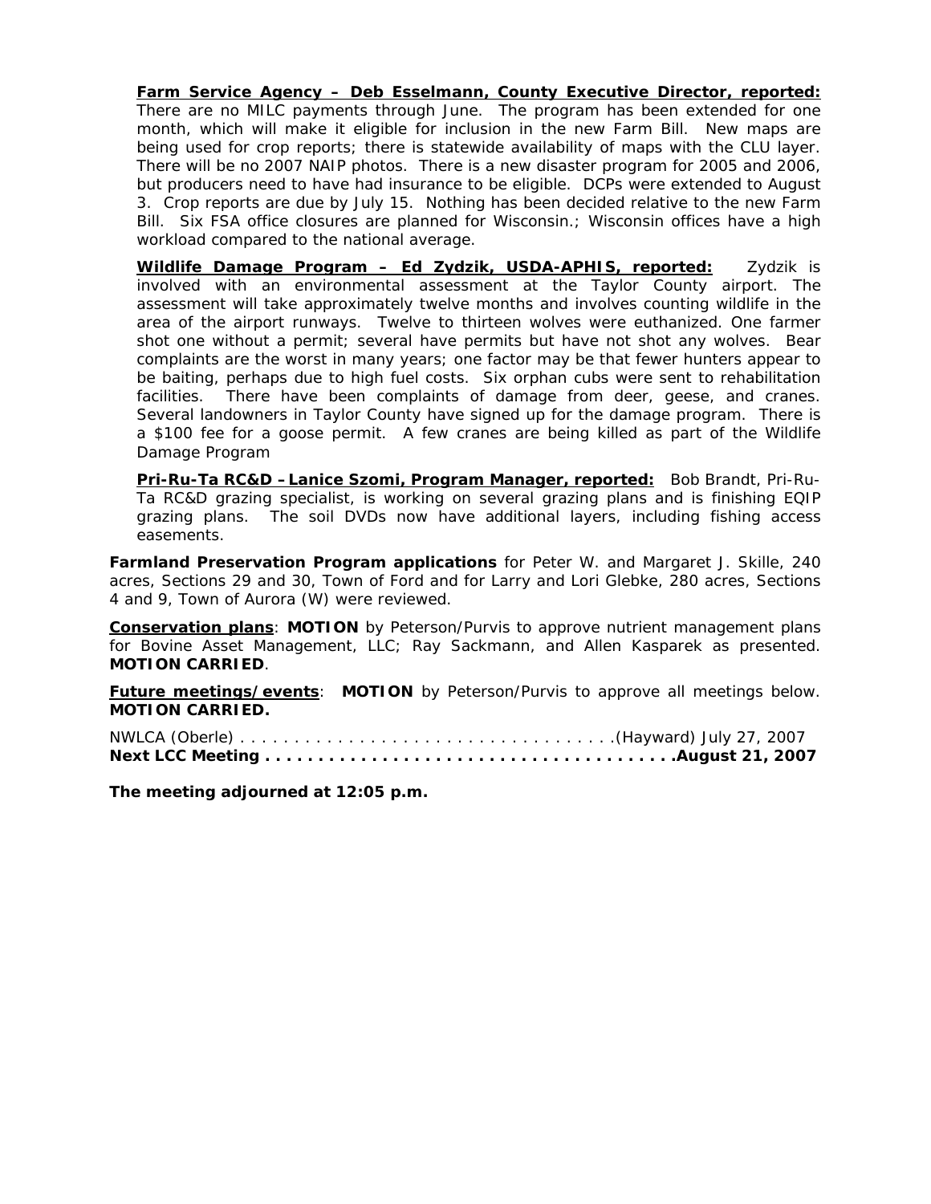**Farm Service Agency – Deb Esselmann, County Executive Director, reported:** There are no MILC payments through June. The program has been extended for one month, which will make it eligible for inclusion in the new Farm Bill. New maps are being used for crop reports; there is statewide availability of maps with the CLU layer. There will be no 2007 NAIP photos. There is a new disaster program for 2005 and 2006, but producers need to have had insurance to be eligible. DCPs were extended to August 3. Crop reports are due by July 15. Nothing has been decided relative to the new Farm Bill. Six FSA office closures are planned for Wisconsin.; Wisconsin offices have a high workload compared to the national average.

**Wildlife Damage Program – Ed Zydzik, USDA-APHIS, reported:** Zydzik is involved with an environmental assessment at the Taylor County airport. The assessment will take approximately twelve months and involves counting wildlife in the area of the airport runways. Twelve to thirteen wolves were euthanized. One farmer shot one without a permit; several have permits but have not shot any wolves. Bear complaints are the worst in many years; one factor may be that fewer hunters appear to be baiting, perhaps due to high fuel costs. Six orphan cubs were sent to rehabilitation facilities. There have been complaints of damage from deer, geese, and cranes. Several landowners in Taylor County have signed up for the damage program. There is a $100 fee for a goose permit. A few cranes are being killed as part of the Wildlife Damage Program

**Pri-Ru-Ta RC&D – Lanice Szomi, Program Manager, reported:** Bob Brandt, Pri-Ru-Ta RC&D grazing specialist, is working on several grazing plans and is finishing EQIP grazing plans. The soil DVDs now have additional layers, including fishing access easements.

**Farmland Preservation Program applications** for Peter W. and Margaret J. Skille, 240 acres, Sections 29 and 30, Town of Ford and for Larry and Lori Glebke, 280 acres, Sections 4 and 9, Town of Aurora (W) were reviewed.

**Conservation plans**: **MOTION** by Peterson/Purvis to approve nutrient management plans for Bovine Asset Management, LLC; Ray Sackmann, and Allen Kasparek as presented. **MOTION CARRIED**.

**Future meetings/events**: **MOTION** by Peterson/Purvis to approve all meetings below. **MOTION CARRIED.**

NWLCA (Oberle) . . . . . . . . . . . . . . . . . . . . . . . . . . . . . . . . . . .(Hayward) July 27, 2007
**Next LCC Meeting . . . . . . . . . . . . . . . . . . . . . . . . . . . . . . . . . . . . . .August 21, 2007**

**The meeting adjourned at 12:05 p.m.**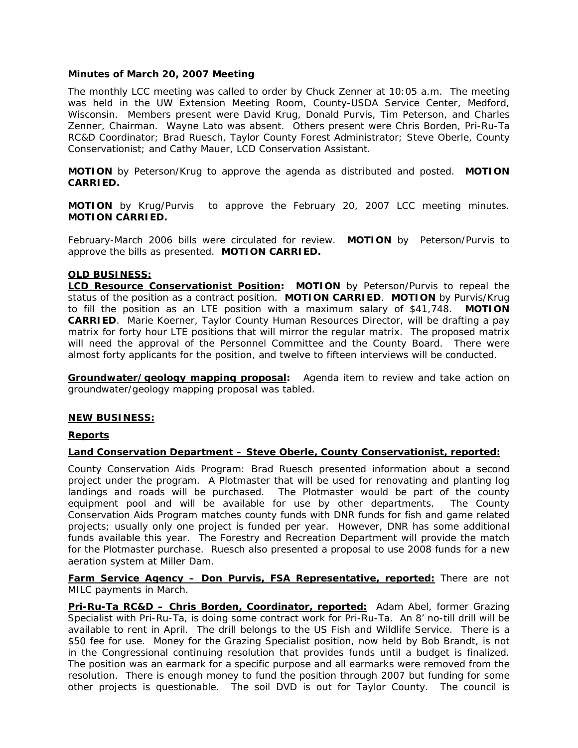**Minutes of March 20, 2007 Meeting**

The monthly LCC meeting was called to order by Chuck Zenner at 10:05 a.m. The meeting was held in the UW Extension Meeting Room, County-USDA Service Center, Medford, Wisconsin. Members present were David Krug, Donald Purvis, Tim Peterson, and Charles Zenner, Chairman. Wayne Lato was absent. Others present were Chris Borden, Pri-Ru-Ta RC&D Coordinator; Brad Ruesch, Taylor County Forest Administrator; Steve Oberle, County Conservationist; and Cathy Mauer, LCD Conservation Assistant.

**MOTION** by Peterson/Krug to approve the agenda as distributed and posted. **MOTION CARRIED.**

**MOTION** by Krug/Purvis to approve the February 20, 2007 LCC meeting minutes. **MOTION CARRIED.**

February-March 2006 bills were circulated for review. **MOTION** by Peterson/Purvis to approve the bills as presented. **MOTION CARRIED.**

**OLD BUSINESS:**

**LCD Resource Conservationist Position:** **MOTION** by Peterson/Purvis to repeal the status of the position as a contract position. **MOTION CARRIED**. **MOTION** by Purvis/Krug to fill the position as an LTE position with a maximum salary of $41,748. **MOTION CARRIED**. Marie Koerner, Taylor County Human Resources Director, will be drafting a pay matrix for forty hour LTE positions that will mirror the regular matrix. The proposed matrix will need the approval of the Personnel Committee and the County Board. There were almost forty applicants for the position, and twelve to fifteen interviews will be conducted.

**Groundwater/geology mapping proposal:** Agenda item to review and take action on groundwater/geology mapping proposal was tabled.

**NEW BUSINESS:**

**Reports**

**Land Conservation Department – Steve Oberle, County Conservationist, reported:**

County Conservation Aids Program: Brad Ruesch presented information about a second project under the program. A Plotmaster that will be used for renovating and planting log landings and roads will be purchased. The Plotmaster would be part of the county equipment pool and will be available for use by other departments. The County Conservation Aids Program matches county funds with DNR funds for fish and game related projects; usually only one project is funded per year. However, DNR has some additional funds available this year. The Forestry and Recreation Department will provide the match for the Plotmaster purchase. Ruesch also presented a proposal to use 2008 funds for a new aeration system at Miller Dam.

**Farm Service Agency – Don Purvis, FSA Representative, reported:** There are not MILC payments in March.

**Pri-Ru-Ta RC&D – Chris Borden, Coordinator, reported:** Adam Abel, former Grazing Specialist with Pri-Ru-Ta, is doing some contract work for Pri-Ru-Ta. An 8' no-till drill will be available to rent in April. The drill belongs to the US Fish and Wildlife Service. There is a $50 fee for use. Money for the Grazing Specialist position, now held by Bob Brandt, is not in the Congressional continuing resolution that provides funds until a budget is finalized. The position was an earmark for a specific purpose and all earmarks were removed from the resolution. There is enough money to fund the position through 2007 but funding for some other projects is questionable. The soil DVD is out for Taylor County. The council is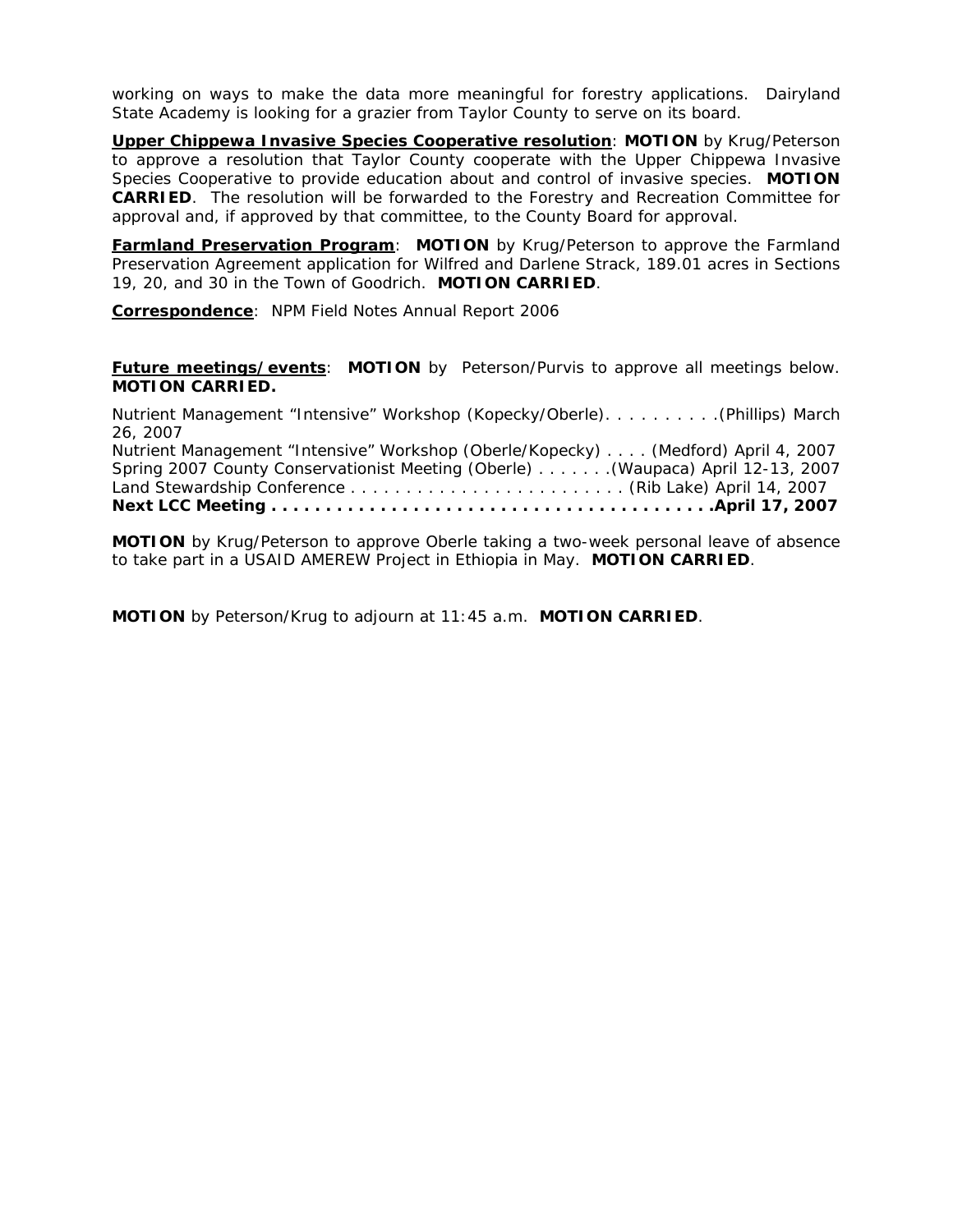working on ways to make the data more meaningful for forestry applications. Dairyland State Academy is looking for a grazier from Taylor County to serve on its board.

**Upper Chippewa Invasive Species Cooperative resolution**: **MOTION** by Krug/Peterson to approve a resolution that Taylor County cooperate with the Upper Chippewa Invasive Species Cooperative to provide education about and control of invasive species. **MOTION CARRIED**. The resolution will be forwarded to the Forestry and Recreation Committee for approval and, if approved by that committee, to the County Board for approval.

**Farmland Preservation Program**: **MOTION** by Krug/Peterson to approve the Farmland Preservation Agreement application for Wilfred and Darlene Strack, 189.01 acres in Sections 19, 20, and 30 in the Town of Goodrich. **MOTION CARRIED**.

**Correspondence**: NPM Field Notes Annual Report 2006

**Future meetings/events**: **MOTION** by Peterson/Purvis to approve all meetings below. **MOTION CARRIED.**

Nutrient Management "Intensive" Workshop (Kopecky/Oberle). . . . . . . . . .(Phillips) March 26, 2007
Nutrient Management "Intensive" Workshop (Oberle/Kopecky) . . . . (Medford) April 4, 2007
Spring 2007 County Conservationist Meeting (Oberle) . . . . . . .(Waupaca) April 12-13, 2007
Land Stewardship Conference . . . . . . . . . . . . . . . . . . . . . . . . (Rib Lake) April 14, 2007
**Next LCC Meeting . . . . . . . . . . . . . . . . . . . . . . . . . . . . . . . . . . . . . . . .April 17, 2007**

**MOTION** by Krug/Peterson to approve Oberle taking a two-week personal leave of absence to take part in a USAID AMEREW Project in Ethiopia in May. **MOTION CARRIED**.

**MOTION** by Peterson/Krug to adjourn at 11:45 a.m. **MOTION CARRIED**.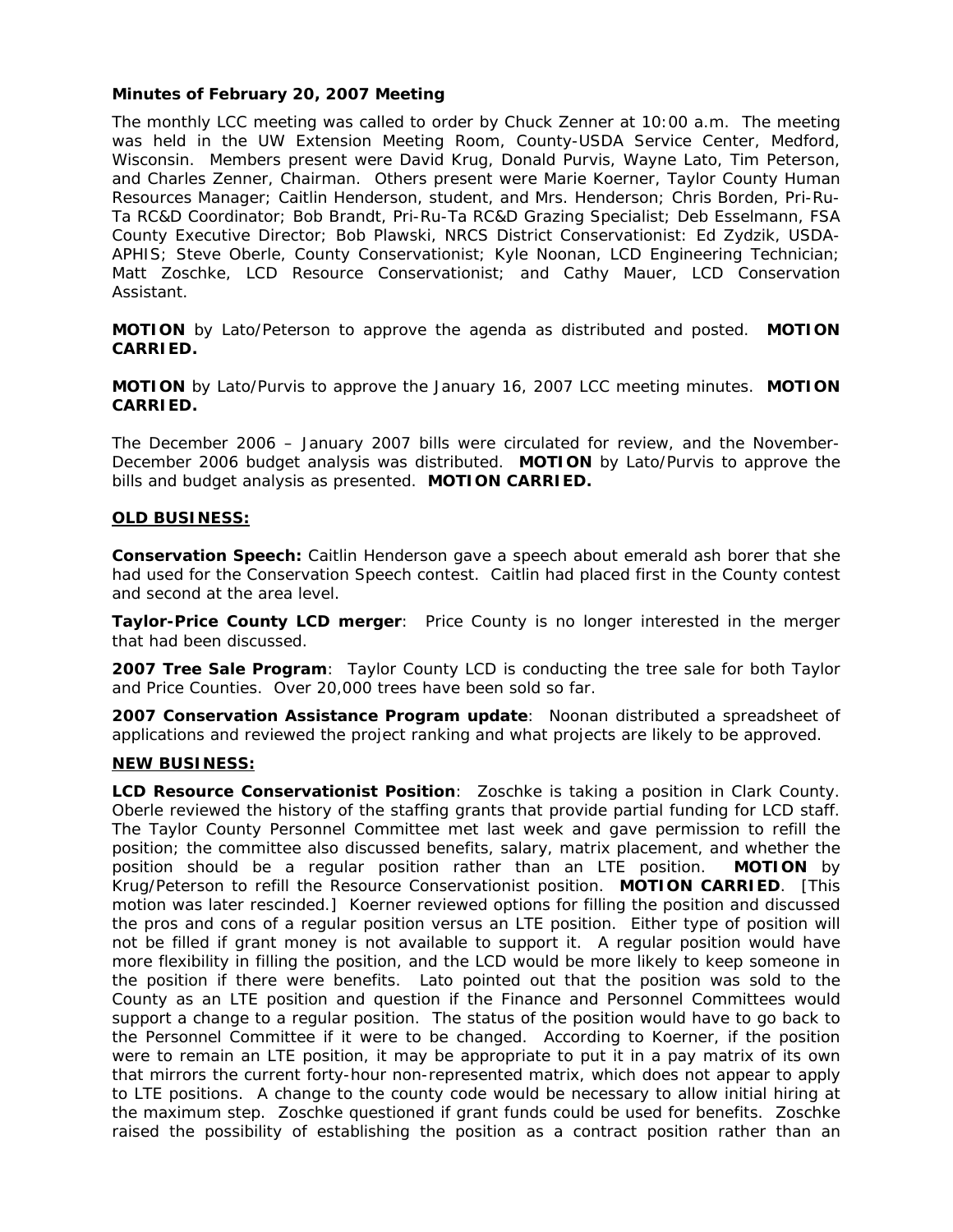**Minutes of February 20, 2007 Meeting**

The monthly LCC meeting was called to order by Chuck Zenner at 10:00 a.m. The meeting was held in the UW Extension Meeting Room, County-USDA Service Center, Medford, Wisconsin. Members present were David Krug, Donald Purvis, Wayne Lato, Tim Peterson, and Charles Zenner, Chairman. Others present were Marie Koerner, Taylor County Human Resources Manager; Caitlin Henderson, student, and Mrs. Henderson; Chris Borden, Pri-Ru-Ta RC&D Coordinator; Bob Brandt, Pri-Ru-Ta RC&D Grazing Specialist; Deb Esselmann, FSA County Executive Director; Bob Plawski, NRCS District Conservationist: Ed Zydzik, USDA-APHIS; Steve Oberle, County Conservationist; Kyle Noonan, LCD Engineering Technician; Matt Zoschke, LCD Resource Conservationist; and Cathy Mauer, LCD Conservation Assistant.

**MOTION** by Lato/Peterson to approve the agenda as distributed and posted. **MOTION CARRIED.**

**MOTION** by Lato/Purvis to approve the January 16, 2007 LCC meeting minutes. **MOTION CARRIED.**

The December 2006 – January 2007 bills were circulated for review, and the November-December 2006 budget analysis was distributed. **MOTION** by Lato/Purvis to approve the bills and budget analysis as presented. **MOTION CARRIED.**

**OLD BUSINESS:**

**Conservation Speech:** Caitlin Henderson gave a speech about emerald ash borer that she had used for the Conservation Speech contest. Caitlin had placed first in the County contest and second at the area level.

**Taylor-Price County LCD merger**: Price County is no longer interested in the merger that had been discussed.

**2007 Tree Sale Program**: Taylor County LCD is conducting the tree sale for both Taylor and Price Counties. Over 20,000 trees have been sold so far.

**2007 Conservation Assistance Program update**: Noonan distributed a spreadsheet of applications and reviewed the project ranking and what projects are likely to be approved.

**NEW BUSINESS:**

**LCD Resource Conservationist Position**: Zoschke is taking a position in Clark County. Oberle reviewed the history of the staffing grants that provide partial funding for LCD staff. The Taylor County Personnel Committee met last week and gave permission to refill the position; the committee also discussed benefits, salary, matrix placement, and whether the position should be a regular position rather than an LTE position. **MOTION** by Krug/Peterson to refill the Resource Conservationist position. **MOTION CARRIED**. [This motion was later rescinded.] Koerner reviewed options for filling the position and discussed the pros and cons of a regular position versus an LTE position. Either type of position will not be filled if grant money is not available to support it. A regular position would have more flexibility in filling the position, and the LCD would be more likely to keep someone in the position if there were benefits. Lato pointed out that the position was sold to the County as an LTE position and question if the Finance and Personnel Committees would support a change to a regular position. The status of the position would have to go back to the Personnel Committee if it were to be changed. According to Koerner, if the position were to remain an LTE position, it may be appropriate to put it in a pay matrix of its own that mirrors the current forty-hour non-represented matrix, which does not appear to apply to LTE positions. A change to the county code would be necessary to allow initial hiring at the maximum step. Zoschke questioned if grant funds could be used for benefits. Zoschke raised the possibility of establishing the position as a contract position rather than an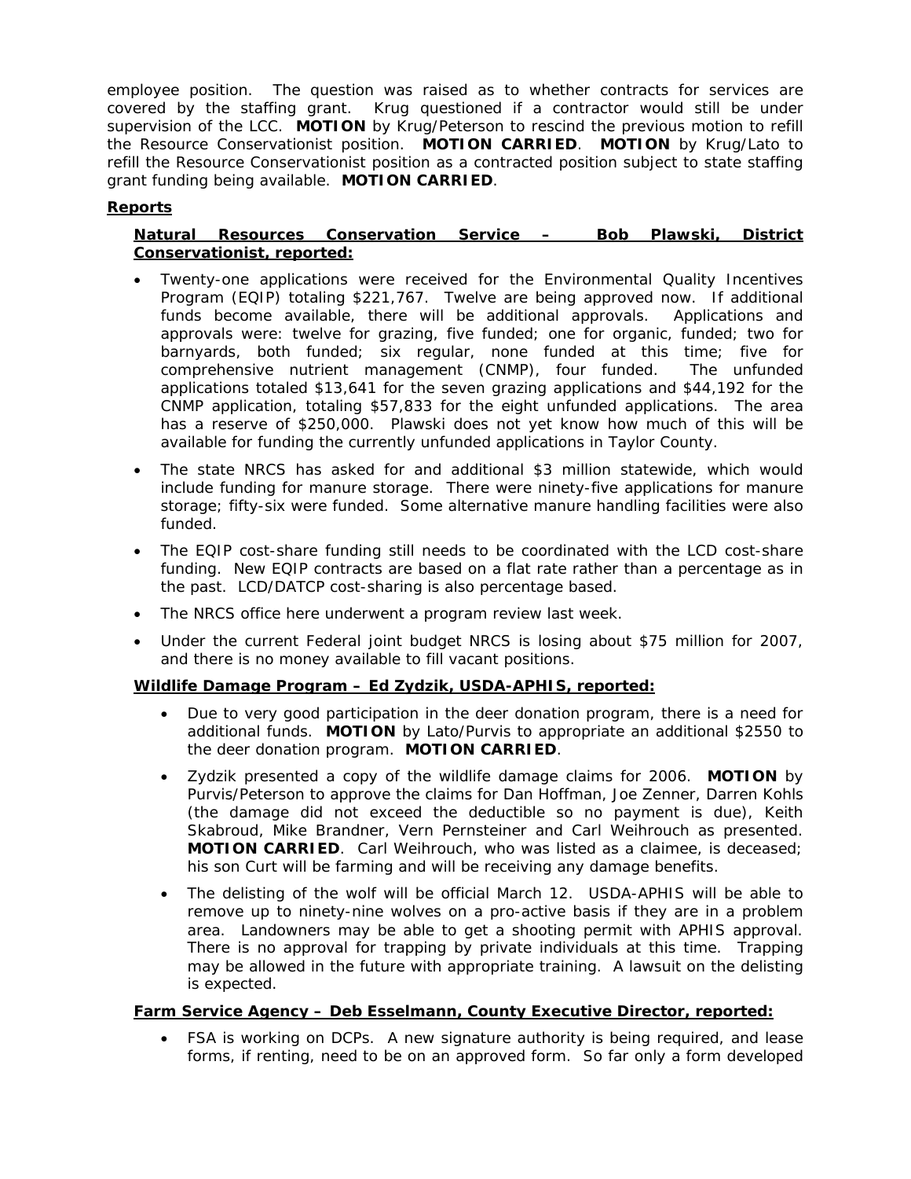employee position. The question was raised as to whether contracts for services are covered by the staffing grant. Krug questioned if a contractor would still be under supervision of the LCC. **MOTION** by Krug/Peterson to rescind the previous motion to refill the Resource Conservationist position. **MOTION CARRIED**. **MOTION** by Krug/Lato to refill the Resource Conservationist position as a contracted position subject to state staffing grant funding being available. **MOTION CARRIED**.

**Reports**

**Natural Resources Conservation Service – Bob Plawski, District Conservationist, reported:**

- Twenty-one applications were received for the Environmental Quality Incentives Program (EQIP) totaling $221,767. Twelve are being approved now. If additional funds become available, there will be additional approvals. Applications and approvals were: twelve for grazing, five funded; one for organic, funded; two for barnyards, both funded; six regular, none funded at this time; five for comprehensive nutrient management (CNMP), four funded. The unfunded applications totaled $13,641 for the seven grazing applications and $44,192 for the CNMP application, totaling $57,833 for the eight unfunded applications. The area has a reserve of $250,000. Plawski does not yet know how much of this will be available for funding the currently unfunded applications in Taylor County.
- The state NRCS has asked for and additional $3 million statewide, which would include funding for manure storage. There were ninety-five applications for manure storage; fifty-six were funded. Some alternative manure handling facilities were also funded.
- The EQIP cost-share funding still needs to be coordinated with the LCD cost-share funding. New EQIP contracts are based on a flat rate rather than a percentage as in the past. LCD/DATCP cost-sharing is also percentage based.
- The NRCS office here underwent a program review last week.
- Under the current Federal joint budget NRCS is losing about $75 million for 2007, and there is no money available to fill vacant positions.

**Wildlife Damage Program – Ed Zydzik, USDA-APHIS, reported:**

- Due to very good participation in the deer donation program, there is a need for additional funds. **MOTION** by Lato/Purvis to appropriate an additional $2550 to the deer donation program. **MOTION CARRIED**.
- Zydzik presented a copy of the wildlife damage claims for 2006. **MOTION** by Purvis/Peterson to approve the claims for Dan Hoffman, Joe Zenner, Darren Kohls (the damage did not exceed the deductible so no payment is due), Keith Skabroud, Mike Brandner, Vern Pernsteiner and Carl Weihrouch as presented. **MOTION CARRIED**. Carl Weihrouch, who was listed as a claimee, is deceased; his son Curt will be farming and will be receiving any damage benefits.
- The delisting of the wolf will be official March 12. USDA-APHIS will be able to remove up to ninety-nine wolves on a pro-active basis if they are in a problem area. Landowners may be able to get a shooting permit with APHIS approval. There is no approval for trapping by private individuals at this time. Trapping may be allowed in the future with appropriate training. A lawsuit on the delisting is expected.

**Farm Service Agency – Deb Esselmann, County Executive Director, reported:**

- FSA is working on DCPs. A new signature authority is being required, and lease forms, if renting, need to be on an approved form. So far only a form developed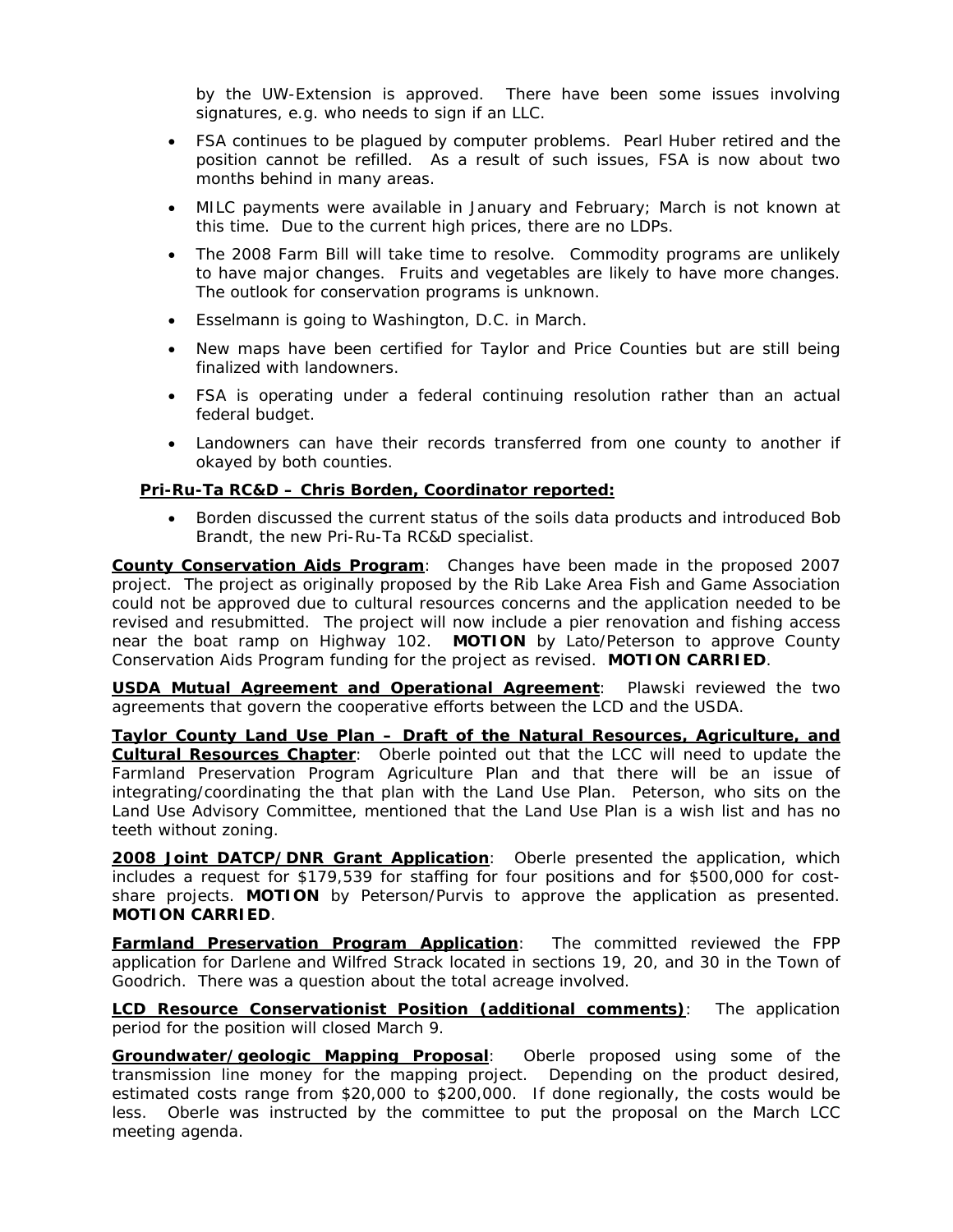by the UW-Extension is approved. There have been some issues involving signatures, e.g. who needs to sign if an LLC.

- FSA continues to be plagued by computer problems. Pearl Huber retired and the position cannot be refilled. As a result of such issues, FSA is now about two months behind in many areas.
- MILC payments were available in January and February; March is not known at this time. Due to the current high prices, there are no LDPs.
- The 2008 Farm Bill will take time to resolve. Commodity programs are unlikely to have major changes. Fruits and vegetables are likely to have more changes. The outlook for conservation programs is unknown.
- Esselmann is going to Washington, D.C. in March.
- New maps have been certified for Taylor and Price Counties but are still being finalized with landowners.
- FSA is operating under a federal continuing resolution rather than an actual federal budget.
- Landowners can have their records transferred from one county to another if okayed by both counties.

**Pri-Ru-Ta RC&D – Chris Borden, Coordinator reported:**

- Borden discussed the current status of the soils data products and introduced Bob Brandt, the new Pri-Ru-Ta RC&D specialist.

**County Conservation Aids Program**: Changes have been made in the proposed 2007 project. The project as originally proposed by the Rib Lake Area Fish and Game Association could not be approved due to cultural resources concerns and the application needed to be revised and resubmitted. The project will now include a pier renovation and fishing access near the boat ramp on Highway 102. **MOTION** by Lato/Peterson to approve County Conservation Aids Program funding for the project as revised. **MOTION CARRIED**.

**USDA Mutual Agreement and Operational Agreement**: Plawski reviewed the two agreements that govern the cooperative efforts between the LCD and the USDA.

**Taylor County Land Use Plan – Draft of the Natural Resources, Agriculture, and Cultural Resources Chapter**: Oberle pointed out that the LCC will need to update the Farmland Preservation Program Agriculture Plan and that there will be an issue of integrating/coordinating the that plan with the Land Use Plan. Peterson, who sits on the Land Use Advisory Committee, mentioned that the Land Use Plan is a wish list and has no teeth without zoning.

**2008 Joint DATCP/DNR Grant Application**: Oberle presented the application, which includes a request for $179,539 for staffing for four positions and for $500,000 for cost-share projects. **MOTION** by Peterson/Purvis to approve the application as presented. **MOTION CARRIED**.

**Farmland Preservation Program Application**: The committed reviewed the FPP application for Darlene and Wilfred Strack located in sections 19, 20, and 30 in the Town of Goodrich. There was a question about the total acreage involved.

**LCD Resource Conservationist Position (additional comments)**: The application period for the position will closed March 9.

**Groundwater/geologic Mapping Proposal**: Oberle proposed using some of the transmission line money for the mapping project. Depending on the product desired, estimated costs range from $20,000 to $200,000. If done regionally, the costs would be less. Oberle was instructed by the committee to put the proposal on the March LCC meeting agenda.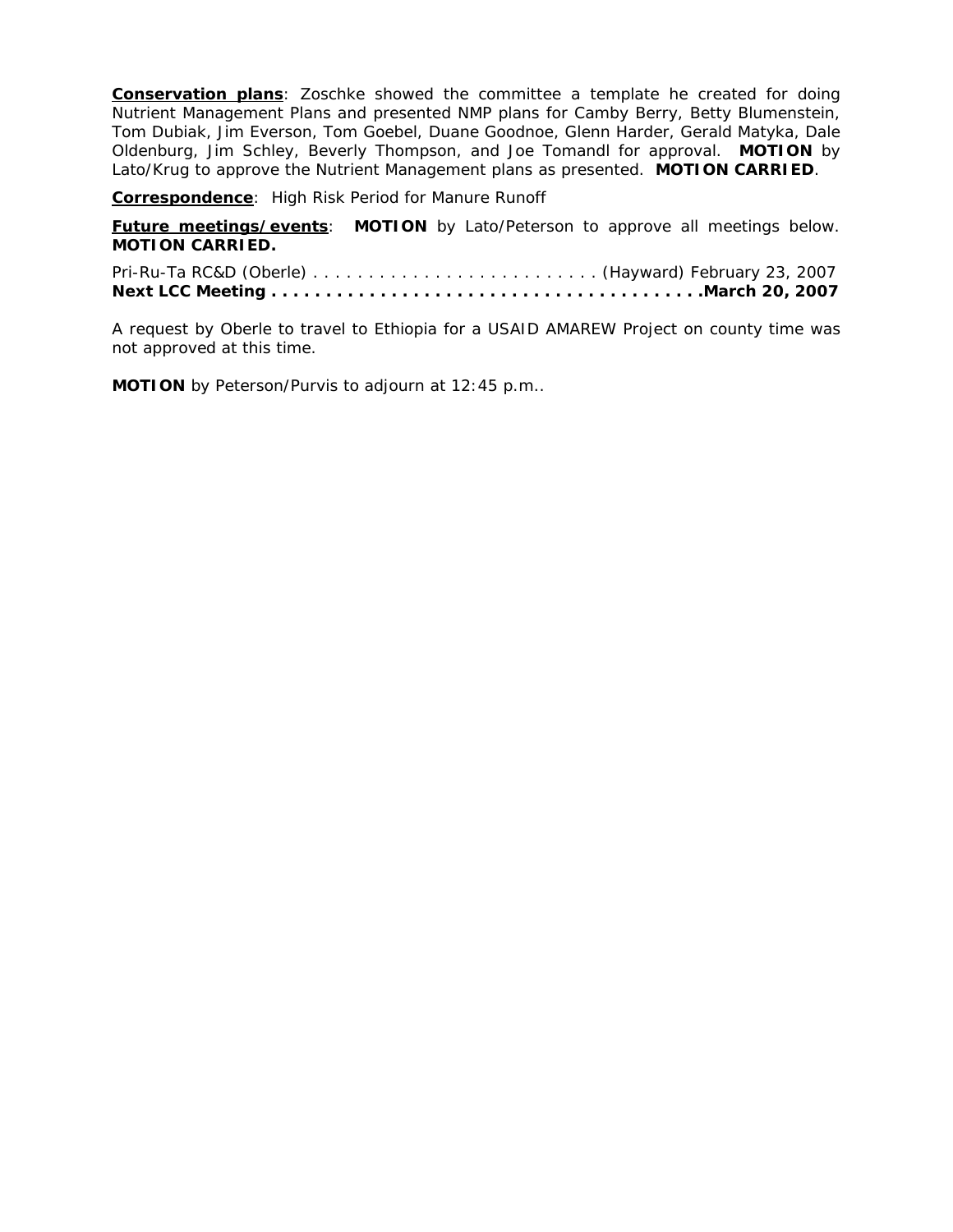**<u>Conservation plans</u>**: Zoschke showed the committee a template he created for doing Nutrient Management Plans and presented NMP plans for Camby Berry, Betty Blumenstein, Tom Dubiak, Jim Everson, Tom Goebel, Duane Goodnoe, Glenn Harder, Gerald Matyka, Dale Oldenburg, Jim Schley, Beverly Thompson, and Joe Tomandl for approval. **MOTION** by Lato/Krug to approve the Nutrient Management plans as presented. **MOTION CARRIED**.

**<u>Correspondence</u>**: High Risk Period for Manure Runoff

**<u>Future meetings/events</u>**: **MOTION** by Lato/Peterson to approve all meetings below. **MOTION CARRIED.**

Pri-Ru-Ta RC&D (Oberle) . . . . . . . . . . . . . . . . . . . . . . . . . . . (Hayward) February 23, 2007
**Next LCC Meeting . . . . . . . . . . . . . . . . . . . . . . . . . . . . . . . . . . . . . . . .March 20, 2007**

A request by Oberle to travel to Ethiopia for a USAID AMAREW Project on county time was not approved at this time.

**MOTION** by Peterson/Purvis to adjourn at 12:45 p.m..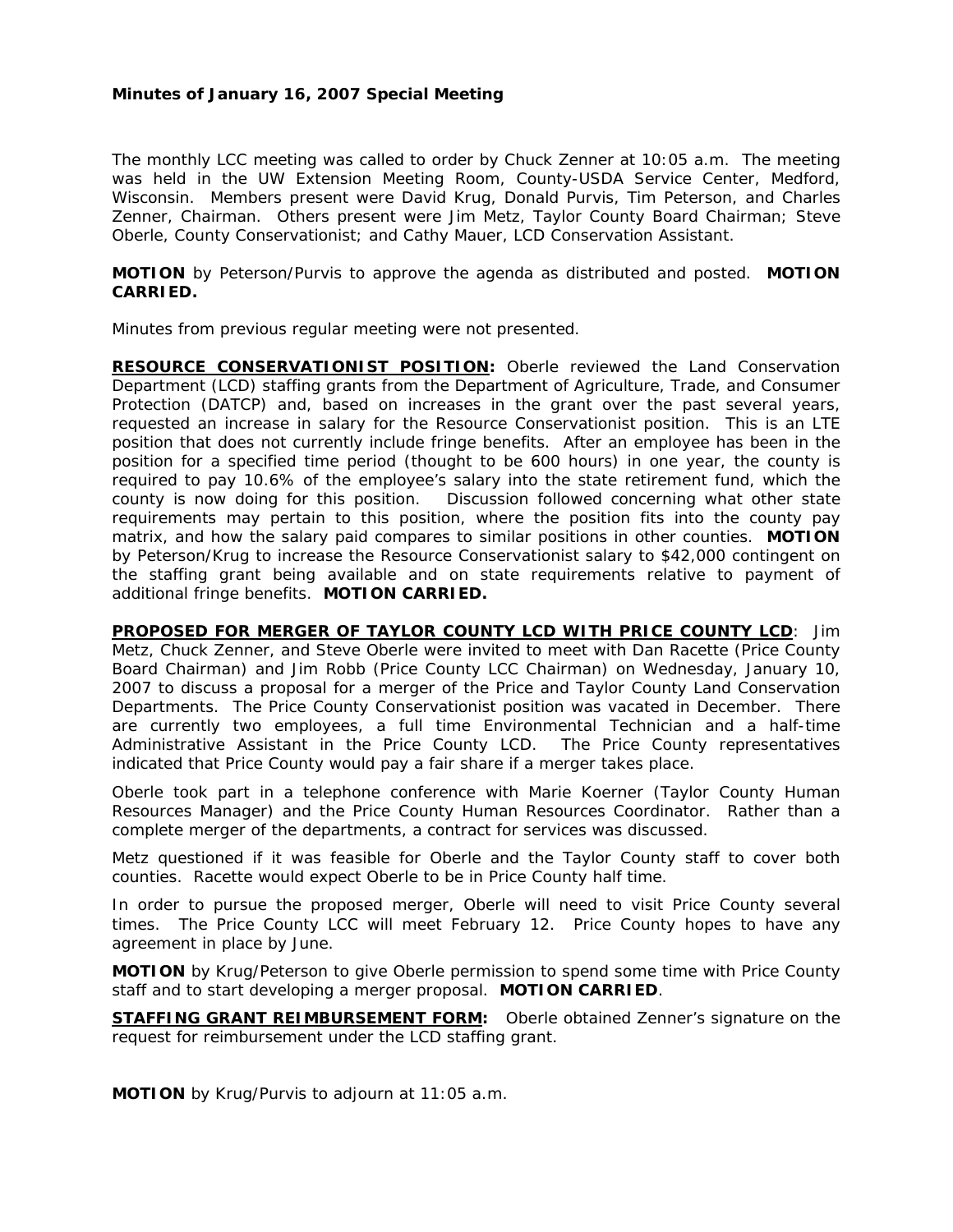**Minutes of January 16, 2007 Special Meeting**

The monthly LCC meeting was called to order by Chuck Zenner at 10:05 a.m. The meeting was held in the UW Extension Meeting Room, County-USDA Service Center, Medford, Wisconsin. Members present were David Krug, Donald Purvis, Tim Peterson, and Charles Zenner, Chairman. Others present were Jim Metz, Taylor County Board Chairman; Steve Oberle, County Conservationist; and Cathy Mauer, LCD Conservation Assistant.

**MOTION** by Peterson/Purvis to approve the agenda as distributed and posted. **MOTION CARRIED.**

Minutes from previous regular meeting were not presented.

**RESOURCE CONSERVATIONIST POSITION:** Oberle reviewed the Land Conservation Department (LCD) staffing grants from the Department of Agriculture, Trade, and Consumer Protection (DATCP) and, based on increases in the grant over the past several years, requested an increase in salary for the Resource Conservationist position. This is an LTE position that does not currently include fringe benefits. After an employee has been in the position for a specified time period (thought to be 600 hours) in one year, the county is required to pay 10.6% of the employee's salary into the state retirement fund, which the county is now doing for this position. Discussion followed concerning what other state requirements may pertain to this position, where the position fits into the county pay matrix, and how the salary paid compares to similar positions in other counties. **MOTION** by Peterson/Krug to increase the Resource Conservationist salary to $42,000 contingent on the staffing grant being available and on state requirements relative to payment of additional fringe benefits. **MOTION CARRIED.**

**PROPOSED FOR MERGER OF TAYLOR COUNTY LCD WITH PRICE COUNTY LCD**: Jim Metz, Chuck Zenner, and Steve Oberle were invited to meet with Dan Racette (Price County Board Chairman) and Jim Robb (Price County LCC Chairman) on Wednesday, January 10, 2007 to discuss a proposal for a merger of the Price and Taylor County Land Conservation Departments. The Price County Conservationist position was vacated in December. There are currently two employees, a full time Environmental Technician and a half-time Administrative Assistant in the Price County LCD. The Price County representatives indicated that Price County would pay a fair share if a merger takes place.

Oberle took part in a telephone conference with Marie Koerner (Taylor County Human Resources Manager) and the Price County Human Resources Coordinator. Rather than a complete merger of the departments, a contract for services was discussed.

Metz questioned if it was feasible for Oberle and the Taylor County staff to cover both counties. Racette would expect Oberle to be in Price County half time.

In order to pursue the proposed merger, Oberle will need to visit Price County several times. The Price County LCC will meet February 12. Price County hopes to have any agreement in place by June.

**MOTION** by Krug/Peterson to give Oberle permission to spend some time with Price County staff and to start developing a merger proposal. **MOTION CARRIED**.

**STAFFING GRANT REIMBURSEMENT FORM:** Oberle obtained Zenner's signature on the request for reimbursement under the LCD staffing grant.

**MOTION** by Krug/Purvis to adjourn at 11:05 a.m.